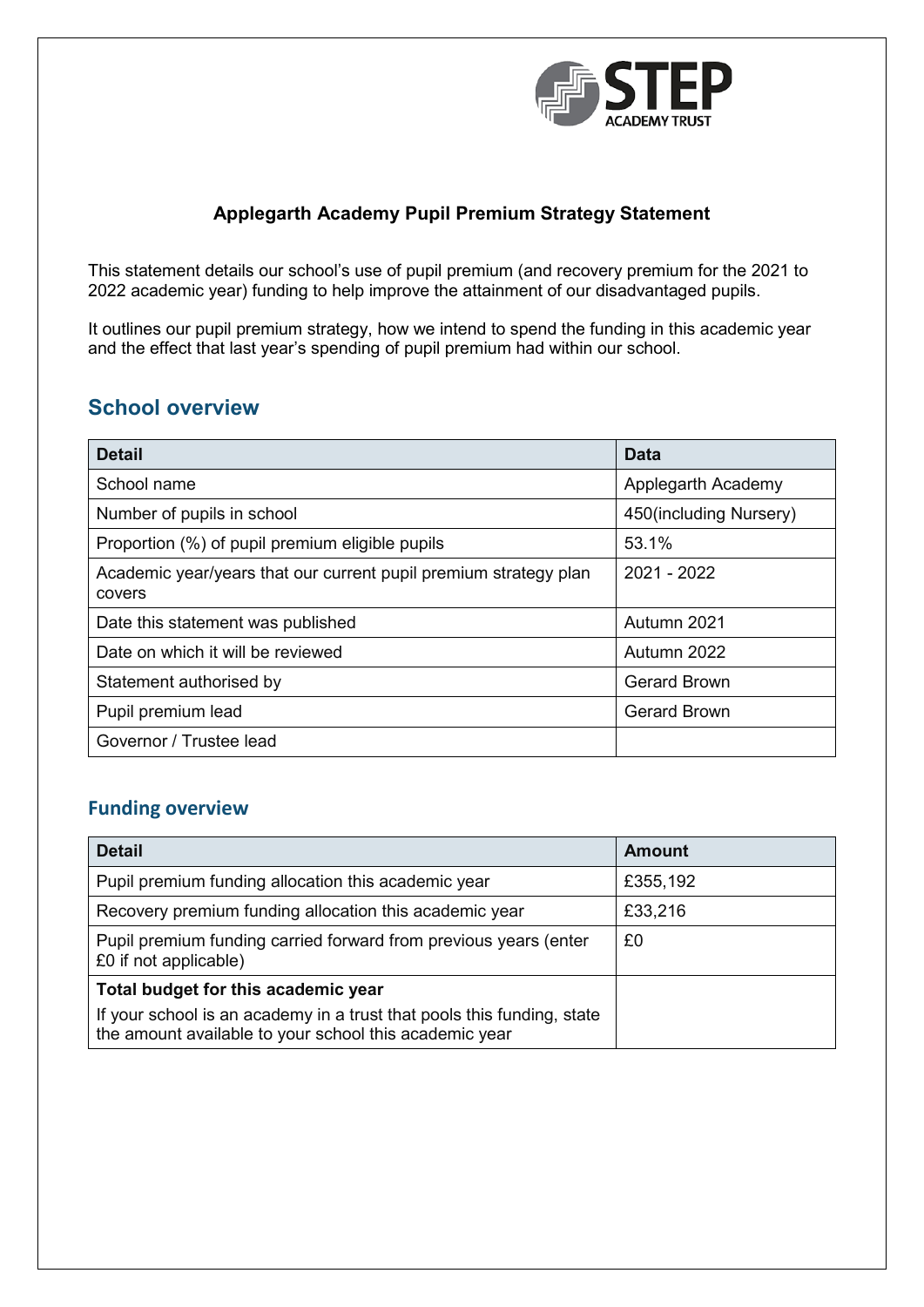# Applegarth Academy Pupil Premium Strategy Statement

This statement details our school's use of pupil premium (and recovery premium for the 2021 to 2022 academic year) funding to help improve the attainment of our disadvantaged pupils.

It outlines our pupil premium strategy, how we intend to spend the funding in this academic year and the effect that last year's spending of pupil premium had within our school.

## School overview

| Detail | Data |
|---|---|
| School name | Applegarth Academy |
| Number of pupils in school | 450(including Nursery) |
| Proportion (%) of pupil premium eligible pupils | 53.1% |
| Academic year/years that our current pupil premium strategy plan covers | 2021 - 2022 |
| Date this statement was published | Autumn 2021 |
| Date on which it will be reviewed | Autumn 2022 |
| Statement authorised by | Gerard Brown |
| Pupil premium lead | Gerard Brown |
| Governor / Trustee lead | |

### Funding overview

| Detail | Amount |
|---|---|
| Pupil premium funding allocation this academic year | £355,192 |
| Recovery premium funding allocation this academic year | £33,216 |
| Pupil premium funding carried forward from previous years (enter £0 if not applicable) | £0 |
| **Total budget for this academic year**<br>If your school is an academy in a trust that pools this funding, state the amount available to your school this academic year | |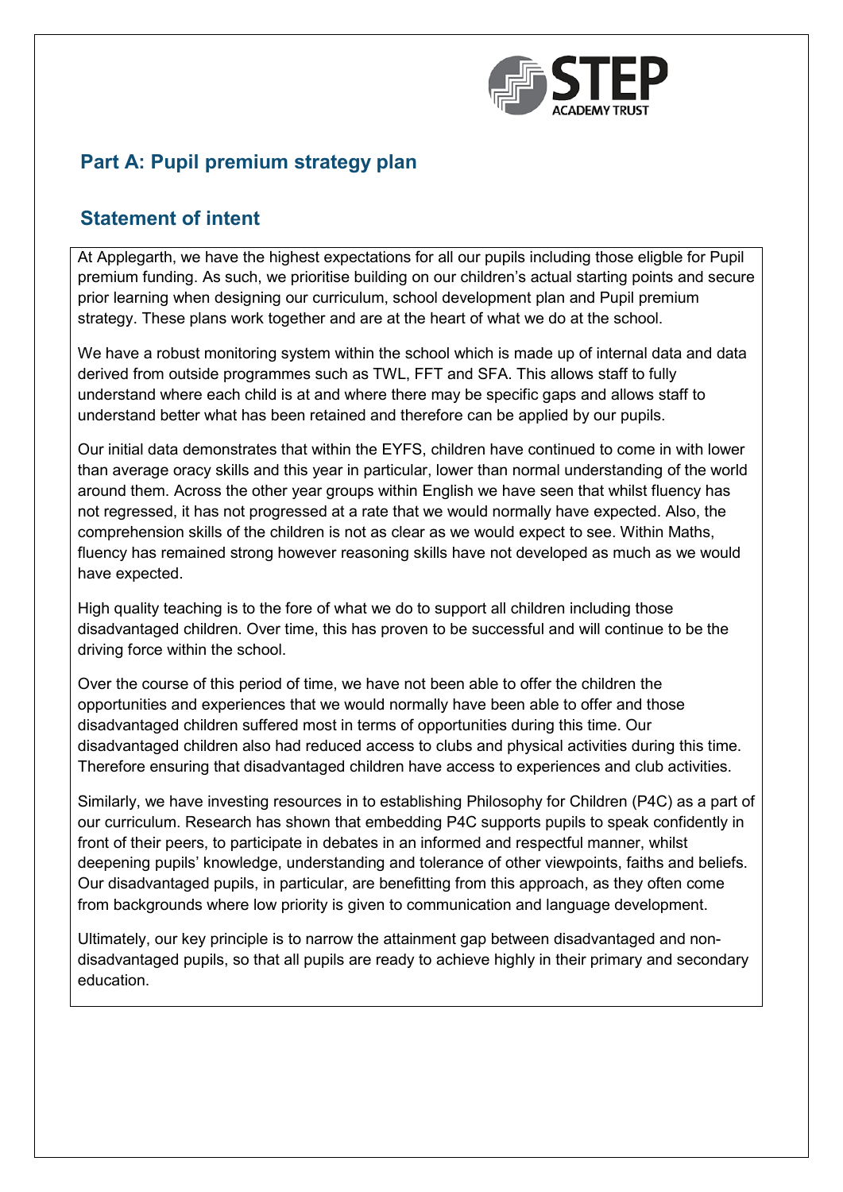## Part A: Pupil premium strategy plan

## Statement of intent

At Applegarth, we have the highest expectations for all our pupils including those eligble for Pupil premium funding. As such, we prioritise building on our children's actual starting points and secure prior learning when designing our curriculum, school development plan and Pupil premium strategy. These plans work together and are at the heart of what we do at the school.

We have a robust monitoring system within the school which is made up of internal data and data derived from outside programmes such as TWL, FFT and SFA. This allows staff to fully understand where each child is at and where there may be specific gaps and allows staff to understand better what has been retained and therefore can be applied by our pupils.

Our initial data demonstrates that within the EYFS, children have continued to come in with lower than average oracy skills and this year in particular, lower than normal understanding of the world around them. Across the other year groups within English we have seen that whilst fluency has not regressed, it has not progressed at a rate that we would normally have expected. Also, the comprehension skills of the children is not as clear as we would expect to see. Within Maths, fluency has remained strong however reasoning skills have not developed as much as we would have expected.

High quality teaching is to the fore of what we do to support all children including those disadvantaged children. Over time, this has proven to be successful and will continue to be the driving force within the school.

Over the course of this period of time, we have not been able to offer the children the opportunities and experiences that we would normally have been able to offer and those disadvantaged children suffered most in terms of opportunities during this time. Our disadvantaged children also had reduced access to clubs and physical activities during this time. Therefore ensuring that disadvantaged children have access to experiences and club activities.

Similarly, we have investing resources in to establishing Philosophy for Children (P4C) as a part of our curriculum. Research has shown that embedding P4C supports pupils to speak confidently in front of their peers, to participate in debates in an informed and respectful manner, whilst deepening pupils' knowledge, understanding and tolerance of other viewpoints, faiths and beliefs. Our disadvantaged pupils, in particular, are benefitting from this approach, as they often come from backgrounds where low priority is given to communication and language development.

Ultimately, our key principle is to narrow the attainment gap between disadvantaged and non-disadvantaged pupils, so that all pupils are ready to achieve highly in their primary and secondary education.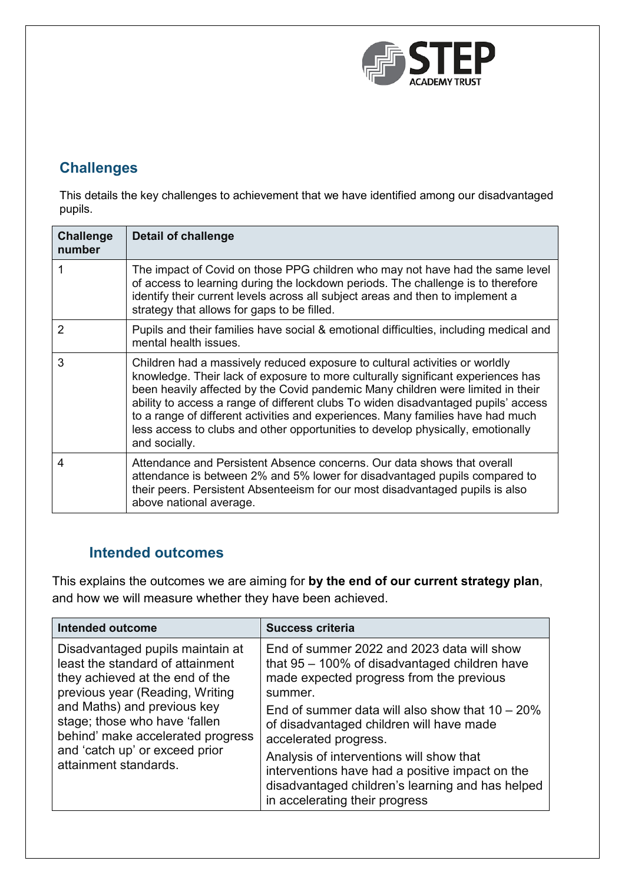## Challenges

This details the key challenges to achievement that we have identified among our disadvantaged pupils.

| Challenge number | Detail of challenge |
|---|---|
| 1 | The impact of Covid on those PPG children who may not have had the same level of access to learning during the lockdown periods. The challenge is to therefore identify their current levels across all subject areas and then to implement a strategy that allows for gaps to be filled. |
| 2 | Pupils and their families have social & emotional difficulties, including medical and mental health issues. |
| 3 | Children had a massively reduced exposure to cultural activities or worldly knowledge. Their lack of exposure to more culturally significant experiences has been heavily affected by the Covid pandemic Many children were limited in their ability to access a range of different clubs To widen disadvantaged pupils' access to a range of different activities and experiences. Many families have had much less access to clubs and other opportunities to develop physically, emotionally and socially. |
| 4 | Attendance and Persistent Absence concerns. Our data shows that overall attendance is between 2% and 5% lower for disadvantaged pupils compared to their peers. Persistent Absenteeism for our most disadvantaged pupils is also above national average. |

## Intended outcomes

This explains the outcomes we are aiming for **by the end of our current strategy plan**, and how we will measure whether they have been achieved.

| Intended outcome | Success criteria |
|---|---|
| Disadvantaged pupils maintain at least the standard of attainment they achieved at the end of the previous year (Reading, Writing and Maths) and previous key stage; those who have 'fallen behind' make accelerated progress and 'catch up' or exceed prior attainment standards. | End of summer 2022 and 2023 data will show that 95 – 100% of disadvantaged children have made expected progress from the previous summer.<br><br>End of summer data will also show that 10 – 20% of disadvantaged children will have made accelerated progress.<br><br>Analysis of interventions will show that interventions have had a positive impact on the disadvantaged children's learning and has helped in accelerating their progress |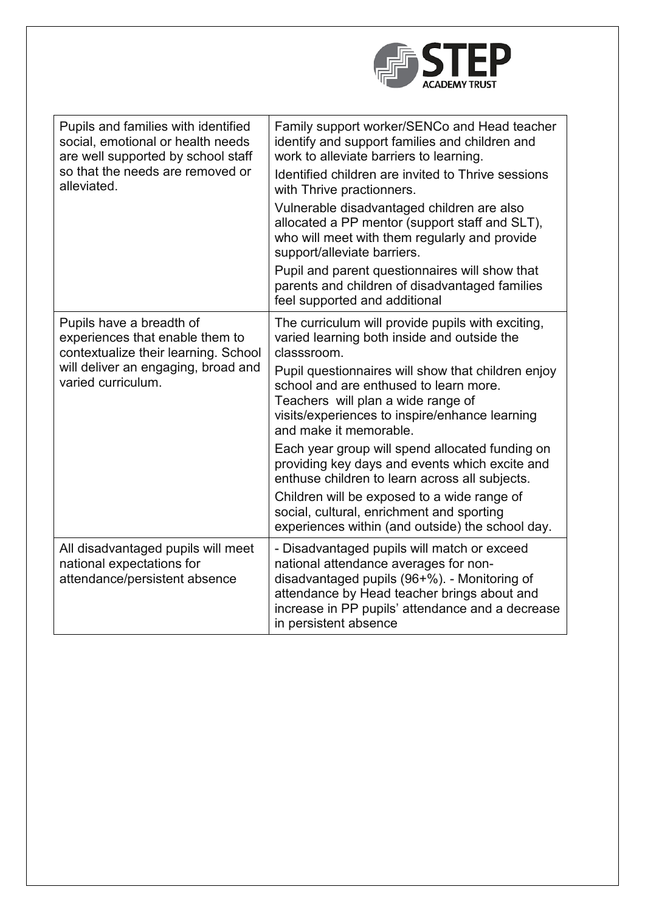| Pupils and families with identified social, emotional or health needs are well supported by school staff so that the needs are removed or alleviated. | Family support worker/SENCo and Head teacher identify and support families and children and work to alleviate barriers to learning.<br>Identified children are invited to Thrive sessions with Thrive practionners.<br>Vulnerable disadvantaged children are also allocated a PP mentor (support staff and SLT), who will meet with them regularly and provide support/alleviate barriers.<br>Pupil and parent questionnaires will show that parents and children of disadvantaged families feel supported and additional |
|---|---|
| Pupils have a breadth of experiences that enable them to contextualize their learning. School will deliver an engaging, broad and varied curriculum. | The curriculum will provide pupils with exciting, varied learning both inside and outside the classsroom.<br>Pupil questionnaires will show that children enjoy school and are enthused to learn more. Teachers will plan a wide range of visits/experiences to inspire/enhance learning and make it memorable.<br>Each year group will spend allocated funding on providing key days and events which excite and enthuse children to learn across all subjects.<br>Children will be exposed to a wide range of social, cultural, enrichment and sporting experiences within (and outside) the school day. |
| All disadvantaged pupils will meet national expectations for attendance/persistent absence | - Disadvantaged pupils will match or exceed national attendance averages for non-disadvantaged pupils (96+%). - Monitoring of attendance by Head teacher brings about and increase in PP pupils' attendance and a decrease in persistent absence |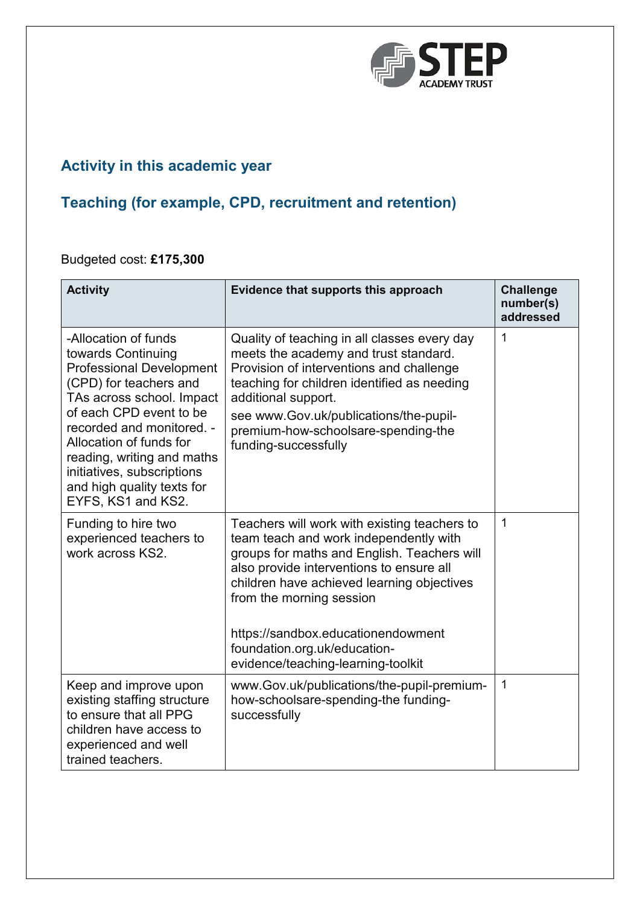## Activity in this academic year

## Teaching (for example, CPD, recruitment and retention)

Budgeted cost: **£175,300**

| Activity | Evidence that supports this approach | Challenge number(s) addressed |
|---|---|---|
| -Allocation of funds towards Continuing Professional Development (CPD) for teachers and TAs across school. Impact of each CPD event to be recorded and monitored. - Allocation of funds for reading, writing and maths initiatives, subscriptions and high quality texts for EYFS, KS1 and KS2. | Quality of teaching in all classes every day meets the academy and trust standard. Provision of interventions and challenge teaching for children identified as needing additional support.<br>see www.Gov.uk/publications/the-pupil-premium-how-schoolsare-spending-the funding-successfully | 1 |
| Funding to hire two experienced teachers to work across KS2. | Teachers will work with existing teachers to team teach and work independently with groups for maths and English. Teachers will also provide interventions to ensure all children have achieved learning objectives from the morning session<br><br>https://sandbox.educationendowment foundation.org.uk/education-evidence/teaching-learning-toolkit | 1 |
| Keep and improve upon existing staffing structure to ensure that all PPG children have access to experienced and well trained teachers. | www.Gov.uk/publications/the-pupil-premium-how-schoolsare-spending-the funding-successfully | 1 |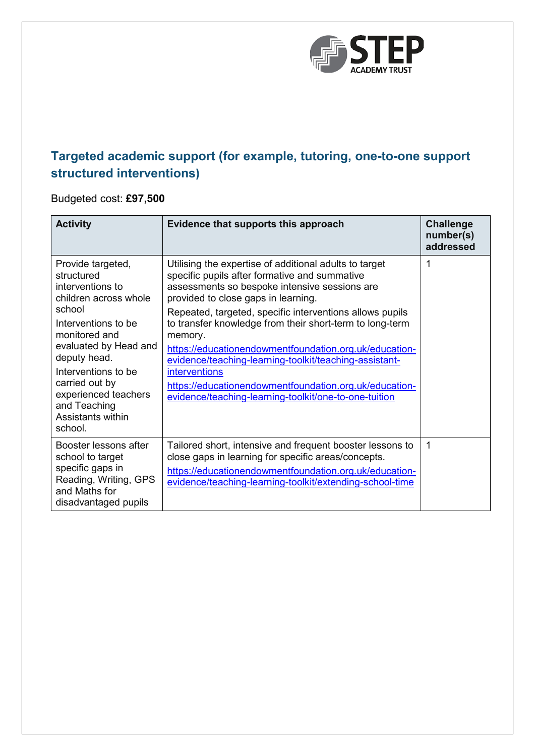## Targeted academic support (for example, tutoring, one-to-one support structured interventions)

Budgeted cost: **£97,500**

| Activity | Evidence that supports this approach | Challenge number(s) addressed |
|---|---|---|
| Provide targeted, structured interventions to children across whole school<br>Interventions to be monitored and evaluated by Head and deputy head.<br>Interventions to be carried out by experienced teachers and Teaching Assistants within school. | Utilising the expertise of additional adults to target specific pupils after formative and summative assessments so bespoke intensive sessions are provided to close gaps in learning.<br>Repeated, targeted, specific interventions allows pupils to transfer knowledge from their short-term to long-term memory.<br>https://educationendowmentfoundation.org.uk/education-evidence/teaching-learning-toolkit/teaching-assistant-interventions<br>https://educationendowmentfoundation.org.uk/education-evidence/teaching-learning-toolkit/one-to-one-tuition | 1 |
| Booster lessons after school to target specific gaps in Reading, Writing, GPS and Maths for disadvantaged pupils | Tailored short, intensive and frequent booster lessons to close gaps in learning for specific areas/concepts.<br>https://educationendowmentfoundation.org.uk/education-evidence/teaching-learning-toolkit/extending-school-time | 1 |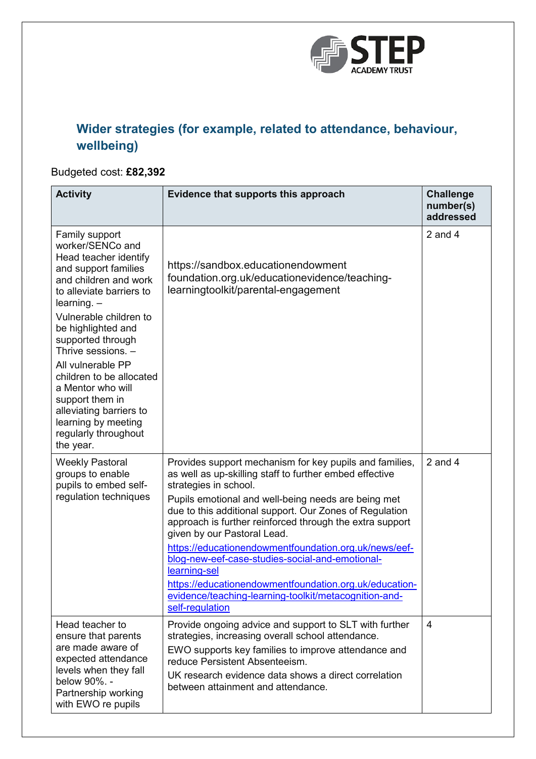## Wider strategies (for example, related to attendance, behaviour, wellbeing)

Budgeted cost: **£82,392**

| Activity | Evidence that supports this approach | Challenge number(s) addressed |
|---|---|---|
| Family support worker/SENCo and Head teacher identify and support families and children and work to alleviate barriers to learning. – <br><br> Vulnerable children to be highlighted and supported through Thrive sessions. – <br><br> All vulnerable PP children to be allocated a Mentor who will support them in alleviating barriers to learning by meeting regularly throughout the year. | https://sandbox.educationendowment foundation.org.uk/educationevidence/teaching-learningtoolkit/parental-engagement | 2 and 4 |
| Weekly Pastoral groups to enable pupils to embed self-regulation techniques | Provides support mechanism for key pupils and families, as well as up-skilling staff to further embed effective strategies in school. <br><br> Pupils emotional and well-being needs are being met due to this additional support. Our Zones of Regulation approach is further reinforced through the extra support given by our Pastoral Lead. <br><br> https://educationendowmentfoundation.org.uk/news/eef-blog-new-eef-case-studies-social-and-emotional-learning-sel <br><br> https://educationendowmentfoundation.org.uk/education-evidence/teaching-learning-toolkit/metacognition-and-self-regulation | 2 and 4 |
| Head teacher to ensure that parents are made aware of expected attendance levels when they fall below 90%. - Partnership working with EWO re pupils | Provide ongoing advice and support to SLT with further strategies, increasing overall school attendance. <br><br> EWO supports key families to improve attendance and reduce Persistent Absenteeism. <br><br> UK research evidence data shows a direct correlation between attainment and attendance. | 4 |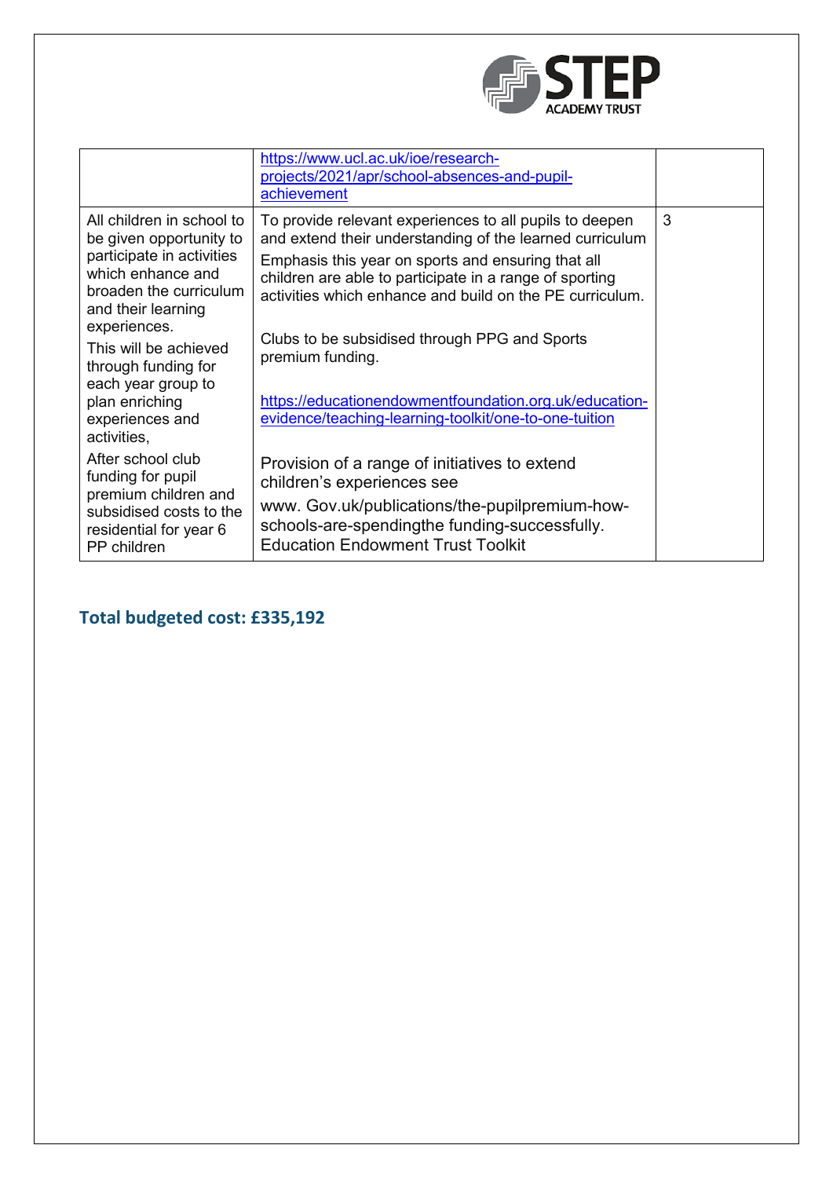| | | |
|---|---|---|
| | https://www.ucl.ac.uk/ioe/research-projects/2021/apr/school-absences-and-pupil-achievement | |
| All children in school to be given opportunity to participate in activities which enhance and broaden the curriculum and their learning experiences.<br>This will be achieved through funding for each year group to plan enriching experiences and activities,<br>After school club funding for pupil premium children and subsidised costs to the residential for year 6 PP children | To provide relevant experiences to all pupils to deepen and extend their understanding of the learned curriculum<br>Emphasis this year on sports and ensuring that all children are able to participate in a range of sporting activities which enhance and build on the PE curriculum.<br><br>Clubs to be subsidised through PPG and Sports premium funding.<br><br>https://educationendowmentfoundation.org.uk/education-evidence/teaching-learning-toolkit/one-to-one-tuition<br><br>Provision of a range of initiatives to extend children's experiences see<br>www. Gov.uk/publications/the-pupilpremium-how-schools-are-spendingthe funding-successfully.<br>Education Endowment Trust Toolkit | 3 |

## Total budgeted cost: £335,192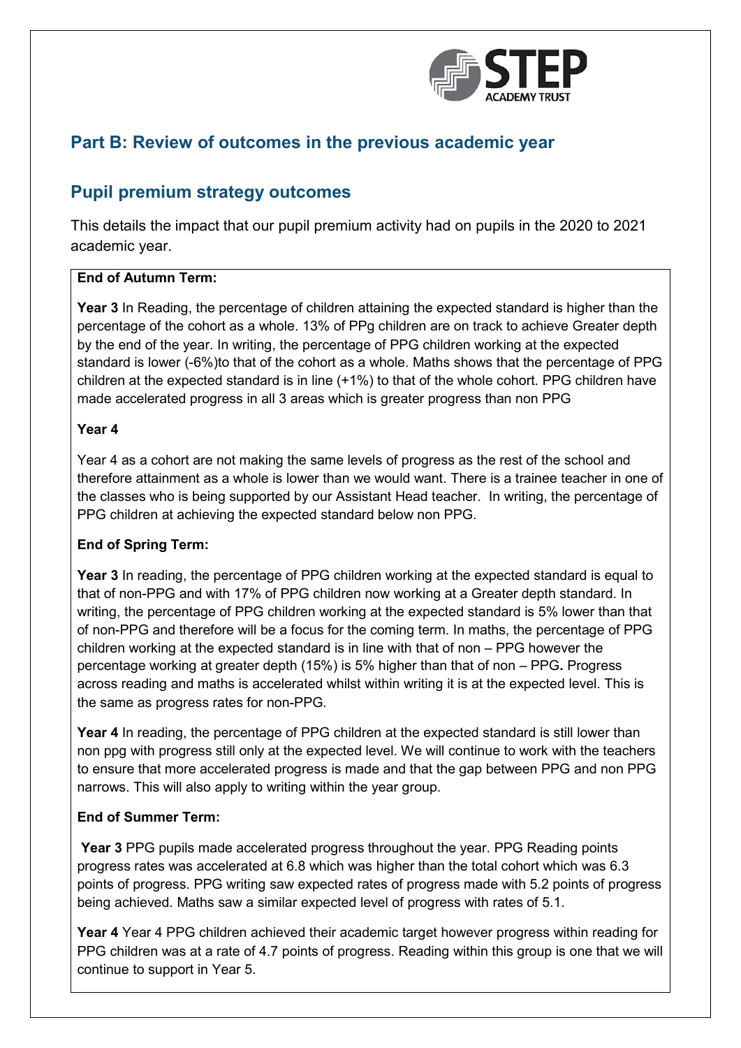## Part B: Review of outcomes in the previous academic year

## Pupil premium strategy outcomes

This details the impact that our pupil premium activity had on pupils in the 2020 to 2021 academic year.

**End of Autumn Term:**

**Year 3** In Reading, the percentage of children attaining the expected standard is higher than the percentage of the cohort as a whole. 13% of PPg children are on track to achieve Greater depth by the end of the year. In writing, the percentage of PPG children working at the expected standard is lower (-6%)to that of the cohort as a whole. Maths shows that the percentage of PPG children at the expected standard is in line (+1%) to that of the whole cohort. PPG children have made accelerated progress in all 3 areas which is greater progress than non PPG

**Year 4**

Year 4 as a cohort are not making the same levels of progress as the rest of the school and therefore attainment as a whole is lower than we would want. There is a trainee teacher in one of the classes who is being supported by our Assistant Head teacher. In writing, the percentage of PPG children at achieving the expected standard below non PPG.

**End of Spring Term:**

**Year 3** In reading, the percentage of PPG children working at the expected standard is equal to that of non-PPG and with 17% of PPG children now working at a Greater depth standard. In writing, the percentage of PPG children working at the expected standard is 5% lower than that of non-PPG and therefore will be a focus for the coming term. In maths, the percentage of PPG children working at the expected standard is in line with that of non – PPG however the percentage working at greater depth (15%) is 5% higher than that of non – PPG**.** Progress across reading and maths is accelerated whilst within writing it is at the expected level. This is the same as progress rates for non-PPG.

**Year 4** In reading, the percentage of PPG children at the expected standard is still lower than non ppg with progress still only at the expected level. We will continue to work with the teachers to ensure that more accelerated progress is made and that the gap between PPG and non PPG narrows. This will also apply to writing within the year group.

**End of Summer Term:**

**Year 3** PPG pupils made accelerated progress throughout the year. PPG Reading points progress rates was accelerated at 6.8 which was higher than the total cohort which was 6.3 points of progress. PPG writing saw expected rates of progress made with 5.2 points of progress being achieved. Maths saw a similar expected level of progress with rates of 5.1.

**Year 4** Year 4 PPG children achieved their academic target however progress within reading for PPG children was at a rate of 4.7 points of progress. Reading within this group is one that we will continue to support in Year 5.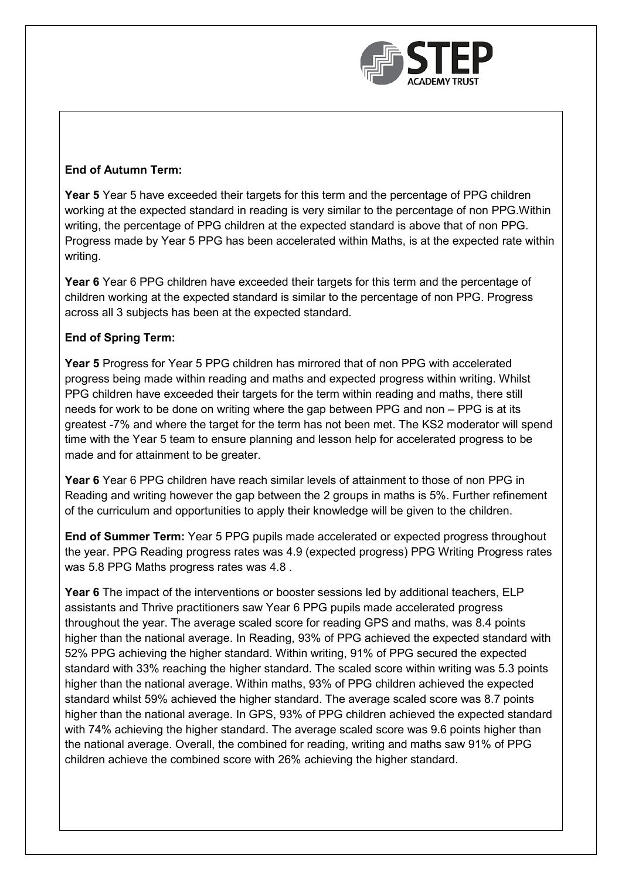**End of Autumn Term:**

**Year 5** Year 5 have exceeded their targets for this term and the percentage of PPG children working at the expected standard in reading is very similar to the percentage of non PPG.Within writing, the percentage of PPG children at the expected standard is above that of non PPG. Progress made by Year 5 PPG has been accelerated within Maths, is at the expected rate within writing.

**Year 6** Year 6 PPG children have exceeded their targets for this term and the percentage of children working at the expected standard is similar to the percentage of non PPG. Progress across all 3 subjects has been at the expected standard.

**End of Spring Term:**

**Year 5** Progress for Year 5 PPG children has mirrored that of non PPG with accelerated progress being made within reading and maths and expected progress within writing. Whilst PPG children have exceeded their targets for the term within reading and maths, there still needs for work to be done on writing where the gap between PPG and non – PPG is at its greatest -7% and where the target for the term has not been met. The KS2 moderator will spend time with the Year 5 team to ensure planning and lesson help for accelerated progress to be made and for attainment to be greater.

**Year 6** Year 6 PPG children have reach similar levels of attainment to those of non PPG in Reading and writing however the gap between the 2 groups in maths is 5%. Further refinement of the curriculum and opportunities to apply their knowledge will be given to the children.

**End of Summer Term:** Year 5 PPG pupils made accelerated or expected progress throughout the year. PPG Reading progress rates was 4.9 (expected progress) PPG Writing Progress rates was 5.8 PPG Maths progress rates was 4.8 .

**Year 6** The impact of the interventions or booster sessions led by additional teachers, ELP assistants and Thrive practitioners saw Year 6 PPG pupils made accelerated progress throughout the year. The average scaled score for reading GPS and maths, was 8.4 points higher than the national average. In Reading, 93% of PPG achieved the expected standard with 52% PPG achieving the higher standard. Within writing, 91% of PPG secured the expected standard with 33% reaching the higher standard. The scaled score within writing was 5.3 points higher than the national average. Within maths, 93% of PPG children achieved the expected standard whilst 59% achieved the higher standard. The average scaled score was 8.7 points higher than the national average. In GPS, 93% of PPG children achieved the expected standard with 74% achieving the higher standard. The average scaled score was 9.6 points higher than the national average. Overall, the combined for reading, writing and maths saw 91% of PPG children achieve the combined score with 26% achieving the higher standard.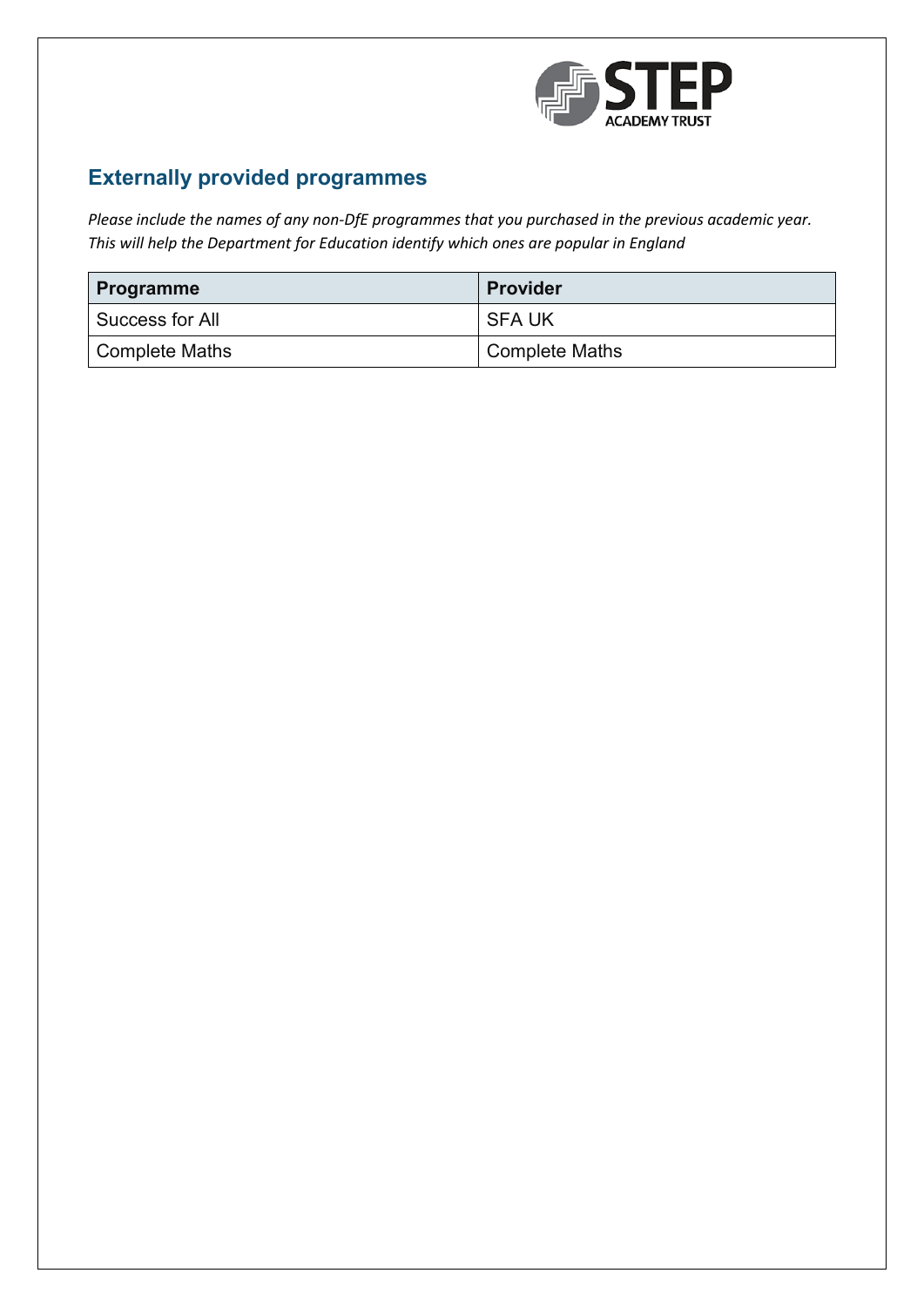## Externally provided programmes

*Please include the names of any non-DfE programmes that you purchased in the previous academic year. This will help the Department for Education identify which ones are popular in England*

| Programme | Provider |
| --- | --- |
| Success for All | SFA UK |
| Complete Maths | Complete Maths |